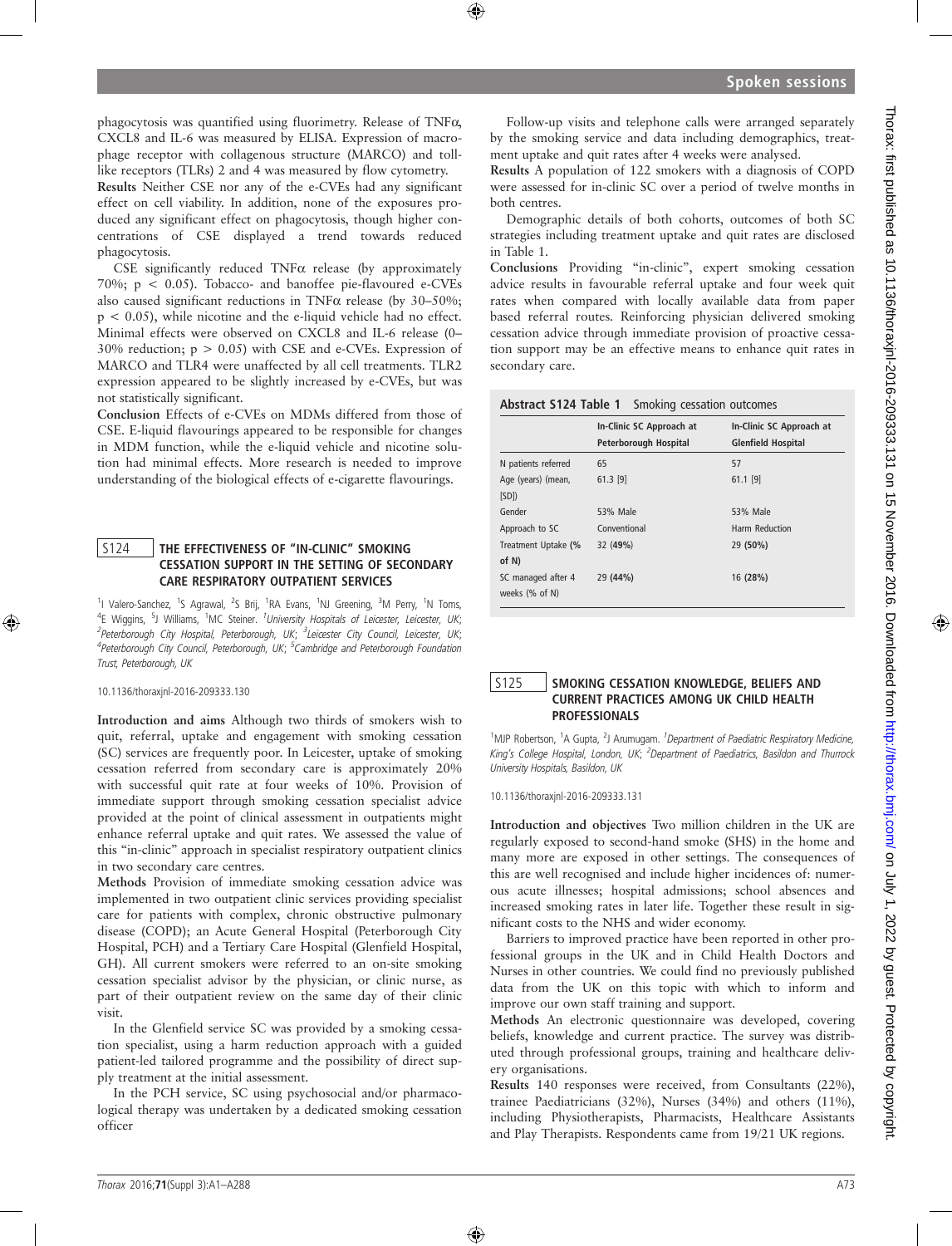phagocytosis was quantified using fluorimetry. Release of TNFα, CXCL8 and IL-6 was measured by ELISA. Expression of macrophage receptor with collagenous structure (MARCO) and toll-like receptors (TLRs) 2 and 4 was measured by flow cytometry.

**Results** Neither CSE nor any of the e-CVEs had any significant effect on cell viability. In addition, none of the exposures produced any significant effect on phagocytosis, though higher concentrations of CSE displayed a trend towards reduced phagocytosis.

CSE significantly reduced TNFα release (by approximately 70%; $p < 0.05$). Tobacco- and banoffee pie-flavoured e-CVEs also caused significant reductions in TNFα release (by 30–50%; $p < 0.05$), while nicotine and the e-liquid vehicle had no effect. Minimal effects were observed on CXCL8 and IL-6 release (0–30% reduction; $p > 0.05$) with CSE and e-CVEs. Expression of MARCO and TLR4 were unaffected by all cell treatments. TLR2 expression appeared to be slightly increased by e-CVEs, but was not statistically significant.

**Conclusion** Effects of e-CVEs on MDMs differed from those of CSE. E-liquid flavourings appeared to be responsible for changes in MDM function, while the e-liquid vehicle and nicotine solution had minimal effects. More research is needed to improve understanding of the biological effects of e-cigarette flavourings.

## S124 THE EFFECTIVENESS OF "IN-CLINIC" SMOKING CESSATION SUPPORT IN THE SETTING OF SECONDARY CARE RESPIRATORY OUTPATIENT SERVICES

[1]I Valero-Sanchez, [1]S Agrawal, [2]S Brij, [1]RA Evans, [1]NJ Greening, [3]M Perry, [1]N Toms, [4]E Wiggins, [5]J Williams, [1]MC Steiner. [1]*University Hospitals of Leicester, Leicester, UK;* [2]*Peterborough City Hospital, Peterborough, UK;* [3]*Leicester City Council, Leicester, UK;* [4]*Peterborough City Council, Peterborough, UK;* [5]*Cambridge and Peterborough Foundation Trust, Peterborough, UK*

10.1136/thoraxjnl-2016-209333.130

**Introduction and aims** Although two thirds of smokers wish to quit, referral, uptake and engagement with smoking cessation (SC) services are frequently poor. In Leicester, uptake of smoking cessation referred from secondary care is approximately 20% with successful quit rate at four weeks of 10%. Provision of immediate support through smoking cessation specialist advice provided at the point of clinical assessment in outpatients might enhance referral uptake and quit rates. We assessed the value of this "in-clinic" approach in specialist respiratory outpatient clinics in two secondary care centres.

**Methods** Provision of immediate smoking cessation advice was implemented in two outpatient clinic services providing specialist care for patients with chronic obstructive pulmonary disease (COPD); an Acute General Hospital (Peterborough City Hospital, PCH) and a Tertiary Care Hospital (Glenfield Hospital, GH). All current smokers were referred to an on-site smoking cessation specialist advisor by the physician, or clinic nurse, as part of their outpatient review on the same day of their clinic visit.

In the Glenfield service SC was provided by a smoking cessation specialist, using a harm reduction approach with a guided patient-led tailored programme and the possibility of direct supply treatment at the initial assessment.

In the PCH service, SC using psychosocial and/or pharmacological therapy was undertaken by a dedicated smoking cessation officer

Follow-up visits and telephone calls were arranged separately by the smoking service and data including demographics, treatment uptake and quit rates after 4 weeks were analysed.

**Results** A population of 122 smokers with a diagnosis of COPD were assessed for in-clinic SC over a period of twelve months in both centres.

Demographic details of both cohorts, outcomes of both SC strategies including treatment uptake and quit rates are disclosed in Table 1.

**Conclusions** Providing "in-clinic", expert smoking cessation advice results in favourable referral uptake and four week quit rates when compared with locally available data from paper based referral routes. Reinforcing physician delivered smoking cessation advice through immediate provision of proactive cessation support may be an effective means to enhance quit rates in secondary care.

**Abstract S124 Table 1** Smoking cessation outcomes

| | In-Clinic SC Approach at Peterborough Hospital | In-Clinic SC Approach at Glenfield Hospital |
|---|---|---|
| N patients referred | 65 | 57 |
| Age (years) (mean, [SD]) | 61.3 [9] | 61.1 [9] |
| Gender | 53% Male | 53% Male |
| Approach to SC | Conventional | Harm Reduction |
| Treatment Uptake (% of N) | 32 **(49%)** | 29 **(50%)** |
| SC managed after 4 weeks (% of N) | 29 **(44%)** | 16 **(28%)** |

## S125 SMOKING CESSATION KNOWLEDGE, BELIEFS AND CURRENT PRACTICES AMONG UK CHILD HEALTH PROFESSIONALS

[1]MJP Robertson, [1]A Gupta, [2]J Arumugam. [1]*Department of Paediatric Respiratory Medicine, King's College Hospital, London, UK;* [2]*Department of Paediatrics, Basildon and Thurrock University Hospitals, Basildon, UK*

10.1136/thoraxjnl-2016-209333.131

**Introduction and objectives** Two million children in the UK are regularly exposed to second-hand smoke (SHS) in the home and many more are exposed in other settings. The consequences of this are well recognised and include higher incidences of: numerous acute illnesses; hospital admissions; school absences and increased smoking rates in later life. Together these result in significant costs to the NHS and wider economy.

Barriers to improved practice have been reported in other professional groups in the UK and in Child Health Doctors and Nurses in other countries. We could find no previously published data from the UK on this topic with which to inform and improve our own staff training and support.

**Methods** An electronic questionnaire was developed, covering beliefs, knowledge and current practice. The survey was distributed through professional groups, training and healthcare delivery organisations.

**Results** 140 responses were received, from Consultants (22%), trainee Paediatricians (32%), Nurses (34%) and others (11%), including Physiotherapists, Pharmacists, Healthcare Assistants and Play Therapists. Respondents came from 19/21 UK regions.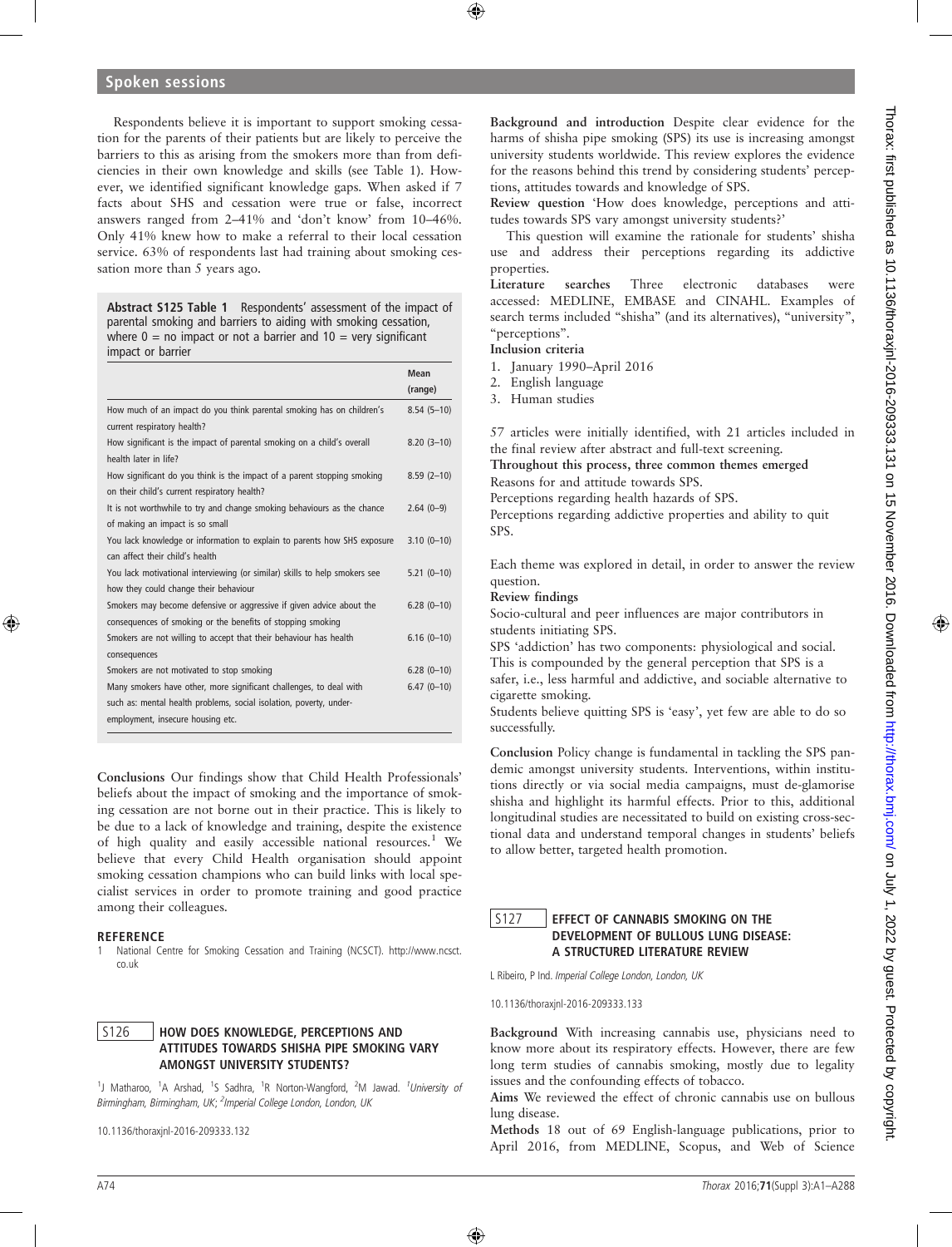## Spoken sessions

Respondents believe it is important to support smoking cessation for the parents of their patients but are likely to perceive the barriers to this as arising from the smokers more than from deficiencies in their own knowledge and skills (see Table 1). However, we identified significant knowledge gaps. When asked if 7 facts about SHS and cessation were true or false, incorrect answers ranged from 2–41% and 'don't know' from 10–46%. Only 41% knew how to make a referral to their local cessation service. 63% of respondents last had training about smoking cessation more than 5 years ago.

**Abstract S125 Table 1** Respondents' assessment of the impact of parental smoking and barriers to aiding with smoking cessation, where 0 = no impact or not a barrier and 10 = very significant impact or barrier

| | Mean (range) |
|---|---|
| How much of an impact do you think parental smoking has on children's current respiratory health? | 8.54 (5–10) |
| How significant is the impact of parental smoking on a child's overall health later in life? | 8.20 (3–10) |
| How significant do you think is the impact of a parent stopping smoking on their child's current respiratory health? | 8.59 (2–10) |
| It is not worthwhile to try and change smoking behaviours as the chance of making an impact is so small | 2.64 (0–9) |
| You lack knowledge or information to explain to parents how SHS exposure can affect their child's health | 3.10 (0–10) |
| You lack motivational interviewing (or similar) skills to help smokers see how they could change their behaviour | 5.21 (0–10) |
| Smokers may become defensive or aggressive if given advice about the consequences of smoking or the benefits of stopping smoking | 6.28 (0–10) |
| Smokers are not willing to accept that their behaviour has health consequences | 6.16 (0–10) |
| Smokers are not motivated to stop smoking | 6.28 (0–10) |
| Many smokers have other, more significant challenges, to deal with such as: mental health problems, social isolation, poverty, under-employment, insecure housing etc. | 6.47 (0–10) |

**Conclusions** Our findings show that Child Health Professionals' beliefs about the impact of smoking and the importance of smoking cessation are not borne out in their practice. This is likely to be due to a lack of knowledge and training, despite the existence of high quality and easily accessible national resources.[1] We believe that every Child Health organisation should appoint smoking cessation champions who can build links with local specialist services in order to promote training and good practice among their colleagues.

### REFERENCE

1. National Centre for Smoking Cessation and Training (NCSCT). http://www.ncsct.co.uk

### S126 HOW DOES KNOWLEDGE, PERCEPTIONS AND ATTITUDES TOWARDS SHISHA PIPE SMOKING VARY AMONGST UNIVERSITY STUDENTS?

[1]J Matharoo, [1]A Arshad, [1]S Sadhra, [1]R Norton-Wangford, [2]M Jawad. [1]*University of Birmingham, Birmingham, UK;* [2]*Imperial College London, London, UK*

10.1136/thoraxjnl-2016-209333.132

**Background and introduction** Despite clear evidence for the harms of shisha pipe smoking (SPS) its use is increasing amongst university students worldwide. This review explores the evidence for the reasons behind this trend by considering students' perceptions, attitudes towards and knowledge of SPS.

**Review question** 'How does knowledge, perceptions and attitudes towards SPS vary amongst university students?'

This question will examine the rationale for students' shisha use and address their perceptions regarding its addictive properties.

**Literature searches** Three electronic databases were accessed: MEDLINE, EMBASE and CINAHL. Examples of search terms included "shisha" (and its alternatives), "university", "perceptions".

**Inclusion criteria**

1. January 1990–April 2016
2. English language
3. Human studies

57 articles were initially identified, with 21 articles included in the final review after abstract and full-text screening.

**Throughout this process, three common themes emerged**

Reasons for and attitude towards SPS.

Perceptions regarding health hazards of SPS.

Perceptions regarding addictive properties and ability to quit SPS.

Each theme was explored in detail, in order to answer the review question.

**Review findings**

Socio-cultural and peer influences are major contributors in students initiating SPS.

SPS 'addiction' has two components: physiological and social. This is compounded by the general perception that SPS is a safer, i.e., less harmful and addictive, and sociable alternative to cigarette smoking.

Students believe quitting SPS is 'easy', yet few are able to do so successfully.

**Conclusion** Policy change is fundamental in tackling the SPS pandemic amongst university students. Interventions, within institutions directly or via social media campaigns, must de-glamorise shisha and highlight its harmful effects. Prior to this, additional longitudinal studies are necessitated to build on existing cross-sectional data and understand temporal changes in students' beliefs to allow better, targeted health promotion.

### S127 EFFECT OF CANNABIS SMOKING ON THE DEVELOPMENT OF BULLOUS LUNG DISEASE: A STRUCTURED LITERATURE REVIEW

L Ribeiro, P Ind. *Imperial College London, UK*

10.1136/thoraxjnl-2016-209333.133

**Background** With increasing cannabis use, physicians need to know more about its respiratory effects. However, there are few long term studies of cannabis smoking, mostly due to legality issues and the confounding effects of tobacco.

**Aims** We reviewed the effect of chronic cannabis use on bullous lung disease.

**Methods** 18 out of 69 English-language publications, prior to April 2016, from MEDLINE, Scopus, and Web of Science